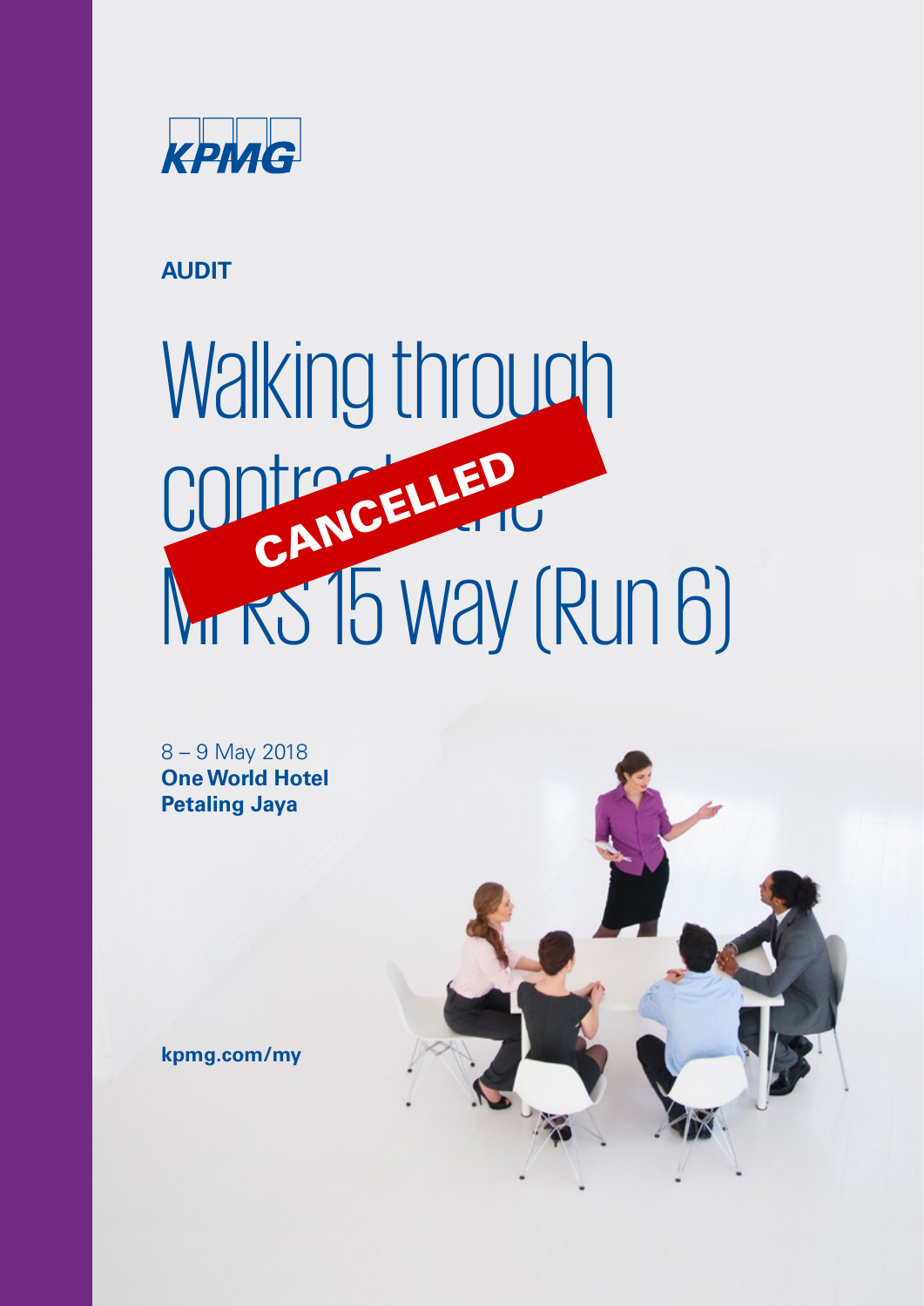KPMG

**AUDIT**

# Walking through contracts the MFRS 15 way (Run 6)

CANCELLED

8 – 9 May 2018
**One World Hotel**
**Petaling Jaya**

**kpmg.com/my**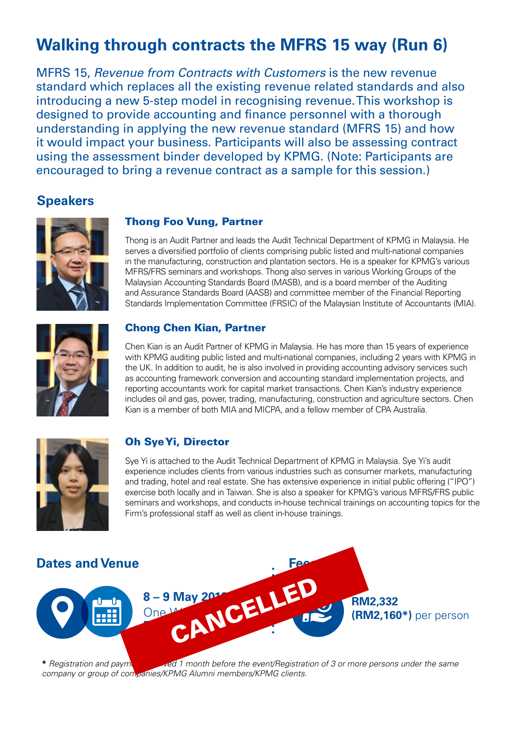# Walking through contracts the MFRS 15 way (Run 6)

MFRS 15, *Revenue from Contracts with Customers* is the new revenue standard which replaces all the existing revenue related standards and also introducing a new 5-step model in recognising revenue. This workshop is designed to provide accounting and finance personnel with a thorough understanding in applying the new revenue standard (MFRS 15) and how it would impact your business. Participants will also be assessing contract using the assessment binder developed by KPMG. (Note: Participants are encouraged to bring a revenue contract as a sample for this session.)

## Speakers

### Thong Foo Vung, Partner

Thong is an Audit Partner and leads the Audit Technical Department of KPMG in Malaysia. He serves a diversified portfolio of clients comprising public listed and multi-national companies in the manufacturing, construction and plantation sectors. He is a speaker for KPMG's various MFRS/FRS seminars and workshops. Thong also serves in various Working Groups of the Malaysian Accounting Standards Board (MASB), and is a board member of the Auditing and Assurance Standards Board (AASB) and committee member of the Financial Reporting Standards Implementation Committee (FRSIC) of the Malaysian Institute of Accountants (MIA).

### Chong Chen Kian, Partner

Chen Kian is an Audit Partner of KPMG in Malaysia. He has more than 15 years of experience with KPMG auditing public listed and multi-national companies, including 2 years with KPMG in the UK. In addition to audit, he is also involved in providing accounting advisory services such as accounting framework conversion and accounting standard implementation projects, and reporting accountants work for capital market transactions. Chen Kian's industry experience includes oil and gas, power, trading, manufacturing, construction and agriculture sectors. Chen Kian is a member of both MIA and MICPA, and a fellow member of CPA Australia.

### Oh Sye Yi, Director

Sye Yi is attached to the Audit Technical Department of KPMG in Malaysia. Sye Yi's audit experience includes clients from various industries such as consumer markets, manufacturing and trading, hotel and real estate. She has extensive experience in initial public offering ("IPO") exercise both locally and in Taiwan. She is also a speaker for KPMG's various MFRS/FRS public seminars and workshops, and conducts in-house technical trainings on accounting topics for the Firm's professional staff as well as client in-house trainings.

## Dates and Venue

**CANCELLED**

**8 – 9 May 201**

One W

## Fee

**RM2,332**
**(RM2,160*)** per person

*\* Registration and paym... ...ved 1 month before the event/Registration of 3 or more persons under the same company or group of companies/KPMG Alumni members/KPMG clients.*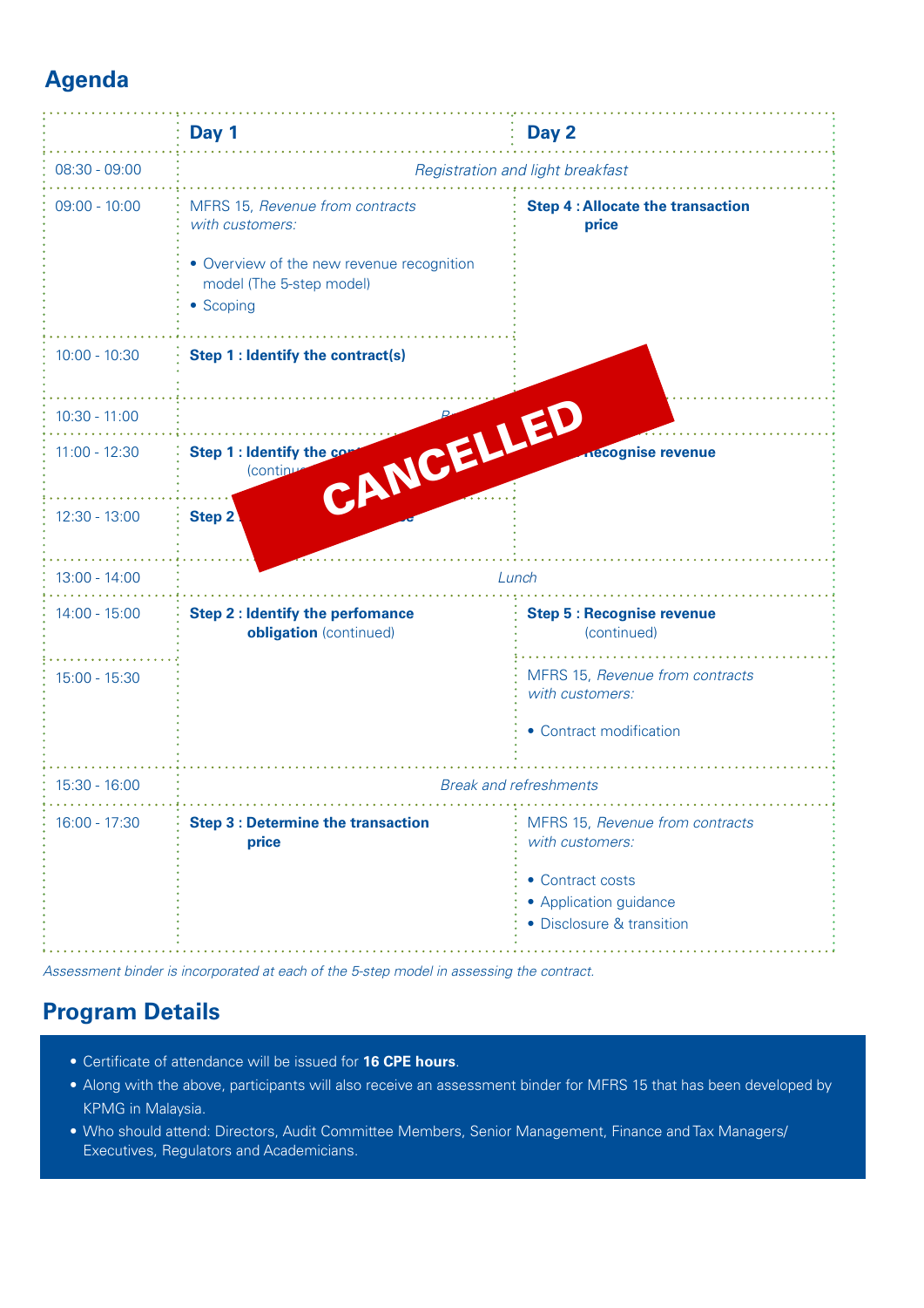## Agenda

| | Day 1 | Day 2 |
|---|---|---|
| 08:30 - 09:00 | *Registration and light breakfast* | |
| 09:00 - 10:00 | MFRS 15, *Revenue from contracts with customers:*<br>• Overview of the new revenue recognition model (The 5-step model)<br>• Scoping | **Step 4 : Allocate the transaction price** |
| 10:00 - 10:30 | **Step 1 : Identify the contract(s)** | |
| 10:30 - 11:00 | *B...* | |
| 11:00 - 12:30 | **Step 1 : Identify the co...** (continu... | **...Recognise revenue** |
| 12:30 - 13:00 | **Step 2 ...e** | |
| 13:00 - 14:00 | *Lunch* | |
| 14:00 - 15:00 | **Step 2 : Identify the perfomance obligation** (continued) | **Step 5 : Recognise revenue** (continued) |
| 15:00 - 15:30 | | MFRS 15, *Revenue from contracts with customers:*<br>• Contract modification |
| 15:30 - 16:00 | *Break and refreshments* | |
| 16:00 - 17:30 | **Step 3 : Determine the transaction price** | MFRS 15, *Revenue from contracts with customers:*<br>• Contract costs<br>• Application guidance<br>• Disclosure & transition |

CANCELLED

*Assessment binder is incorporated at each of the 5-step model in assessing the contract.*

## Program Details

- Certificate of attendance will be issued for **16 CPE hours**.
- Along with the above, participants will also receive an assessment binder for MFRS 15 that has been developed by KPMG in Malaysia.
- Who should attend: Directors, Audit Committee Members, Senior Management, Finance and Tax Managers/ Executives, Regulators and Academicians.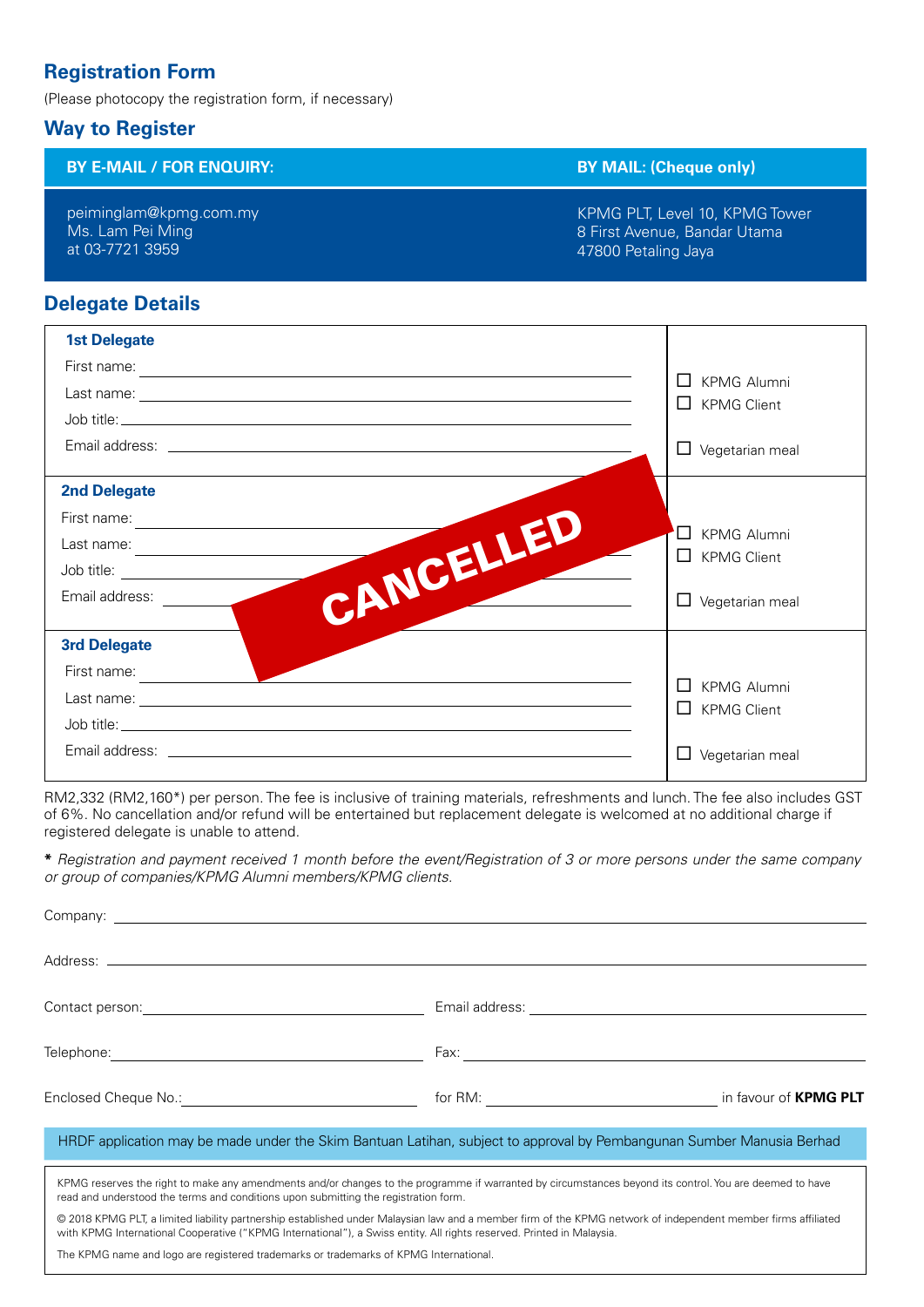## Registration Form

(Please photocopy the registration form, if necessary)

## Way to Register

| BY E-MAIL / FOR ENQUIRY: | BY MAIL: (Cheque only) |
|---|---|
| peiminglam@kpmg.com.my<br>Ms. Lam Pei Ming<br>at 03-7721 3959 | KPMG PLT, Level 10, KPMG Tower<br>8 First Avenue, Bandar Utama<br>47800 Petaling Jaya |

## Delegate Details

CANCELLED

| | |
|---|---|
| **1st Delegate**<br>First name: \_\_\_\_\_\_\_\_\_\_<br>Last name: \_\_\_\_\_\_\_\_\_\_<br>Job title: \_\_\_\_\_\_\_\_\_\_<br>Email address: \_\_\_\_\_\_\_\_\_\_ | ☐ KPMG Alumni<br>☐ KPMG Client<br>☐ Vegetarian meal |
| **2nd Delegate**<br>First name: \_\_\_\_\_\_\_\_\_\_<br>Last name: \_\_\_\_\_\_\_\_\_\_<br>Job title: \_\_\_\_\_\_\_\_\_\_<br>Email address: \_\_\_\_\_\_\_\_\_\_ | ☐ KPMG Alumni<br>☐ KPMG Client<br>☐ Vegetarian meal |
| **3rd Delegate**<br>First name: \_\_\_\_\_\_\_\_\_\_<br>Last name: \_\_\_\_\_\_\_\_\_\_<br>Job title: \_\_\_\_\_\_\_\_\_\_<br>Email address: \_\_\_\_\_\_\_\_\_\_ | ☐ KPMG Alumni<br>☐ KPMG Client<br>☐ Vegetarian meal |

RM2,332 (RM2,160*) per person. The fee is inclusive of training materials, refreshments and lunch. The fee also includes GST of 6%. No cancellation and/or refund will be entertained but replacement delegate is welcomed at no additional charge if registered delegate is unable to attend.

**\*** *Registration and payment received 1 month before the event/Registration of 3 or more persons under the same company or group of companies/KPMG Alumni members/KPMG clients.*

Company: \_\_\_\_\_\_\_\_\_\_

Address: \_\_\_\_\_\_\_\_\_\_

Contact person: \_\_\_\_\_\_\_\_\_\_ Email address: \_\_\_\_\_\_\_\_\_\_

Telephone: \_\_\_\_\_\_\_\_\_\_ Fax: \_\_\_\_\_\_\_\_\_\_

Enclosed Cheque No.: \_\_\_\_\_\_\_\_\_\_ for RM: \_\_\_\_\_\_\_\_\_\_ in favour of **KPMG PLT**

HRDF application may be made under the Skim Bantuan Latihan, subject to approval by Pembangunan Sumber Manusia Berhad

KPMG reserves the right to make any amendments and/or changes to the programme if warranted by circumstances beyond its control. You are deemed to have read and understood the terms and conditions upon submitting the registration form.

© 2018 KPMG PLT, a limited liability partnership established under Malaysian law and a member firm of the KPMG network of independent member firms affiliated with KPMG International Cooperative ("KPMG International"), a Swiss entity. All rights reserved. Printed in Malaysia.

The KPMG name and logo are registered trademarks or trademarks of KPMG International.